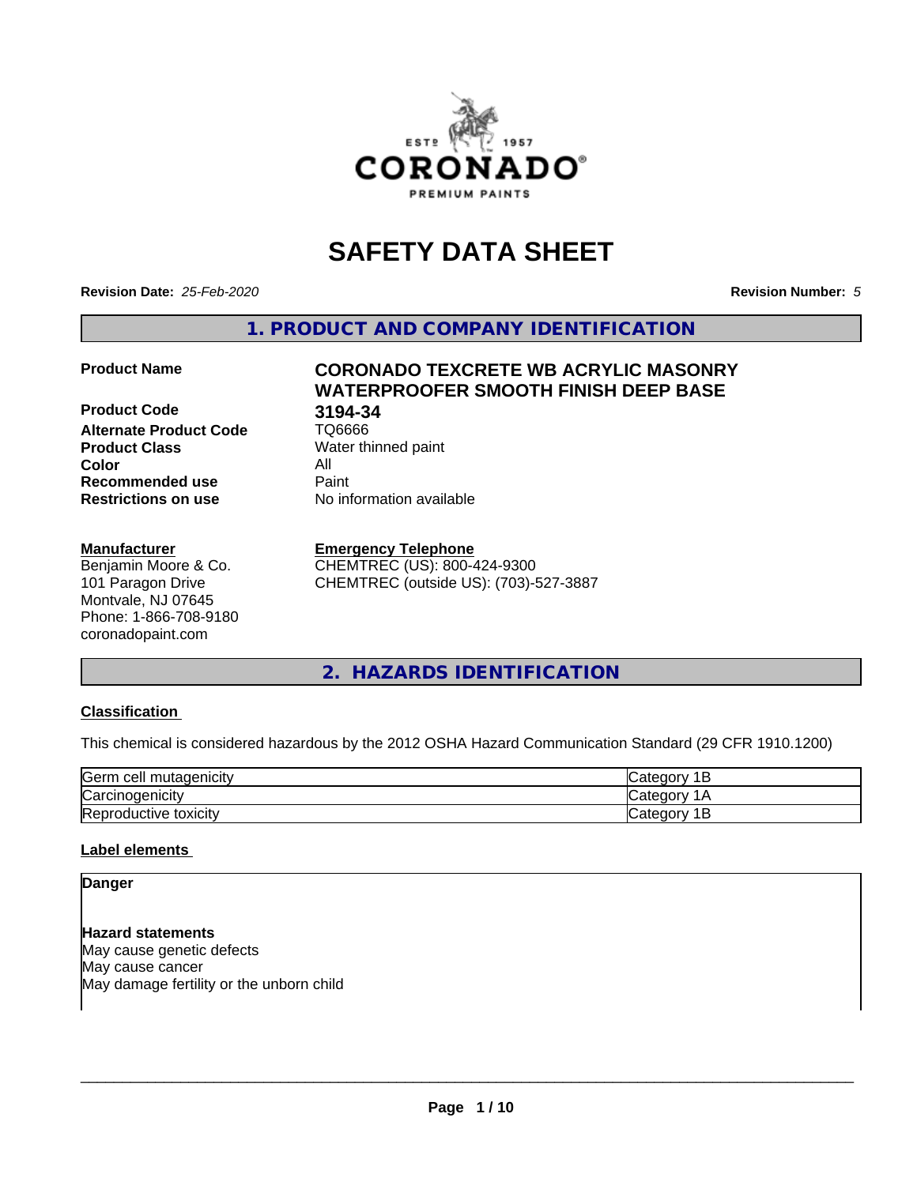# SAFETY DATA SHEET

**Revision Date:** *25-Feb-2020* **Revision Number:** *5*

## 1. PRODUCT AND COMPANY IDENTIFICATION

| | |
|---|---|
| **Product Name** | **CORONADO TEXCRETE WB ACRYLIC MASONRY WATERPROOFER SMOOTH FINISH DEEP BASE** |
| **Product Code** | **3194-34** |
| **Alternate Product Code** | TQ6666 |
| **Product Class** | Water thinned paint |
| **Color** | All |
| **Recommended use** | Paint |
| **Restrictions on use** | No information available |

**Manufacturer**
Benjamin Moore & Co.
101 Paragon Drive
Montvale, NJ 07645
Phone: 1-866-708-9180
coronadopaint.com

**Emergency Telephone**
CHEMTREC (US): 800-424-9300
CHEMTREC (outside US): (703)-527-3887

## 2. HAZARDS IDENTIFICATION

**Classification**

This chemical is considered hazardous by the 2012 OSHA Hazard Communication Standard (29 CFR 1910.1200)

| | |
|---|---|
| Germ cell mutagenicity | Category 1B |
| Carcinogenicity | Category 1A |
| Reproductive toxicity | Category 1B |

**Label elements**

**Danger**

**Hazard statements**
May cause genetic defects
May cause cancer
May damage fertility or the unborn child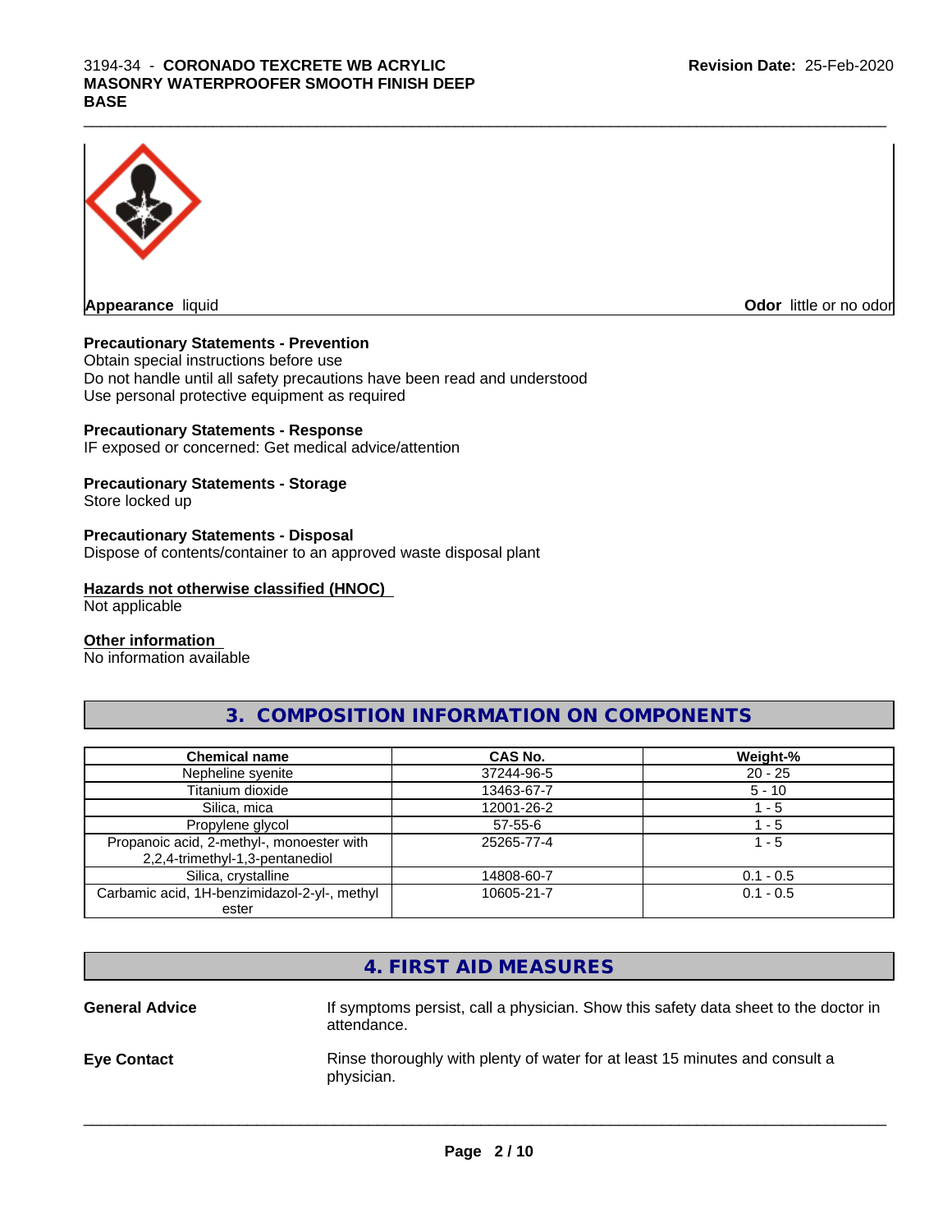**Appearance** liquid

**Odor** little or no odor

**Precautionary Statements - Prevention**

Obtain special instructions before use
Do not handle until all safety precautions have been read and understood
Use personal protective equipment as required

**Precautionary Statements - Response**

IF exposed or concerned: Get medical advice/attention

**Precautionary Statements - Storage**

Store locked up

**Precautionary Statements - Disposal**

Dispose of contents/container to an approved waste disposal plant

**Hazards not otherwise classified (HNOC)**

Not applicable

**Other information**

No information available

## 3. COMPOSITION INFORMATION ON COMPONENTS

| Chemical name | CAS No. | Weight-% |
|---|---|---|
| Nepheline syenite | 37244-96-5 | 20 - 25 |
| Titanium dioxide | 13463-67-7 | 5 - 10 |
| Silica, mica | 12001-26-2 | 1 - 5 |
| Propylene glycol | 57-55-6 | 1 - 5 |
| Propanoic acid, 2-methyl-, monoester with 2,2,4-trimethyl-1,3-pentanediol | 25265-77-4 | 1 - 5 |
| Silica, crystalline | 14808-60-7 | 0.1 - 0.5 |
| Carbamic acid, 1H-benzimidazol-2-yl-, methyl ester | 10605-21-7 | 0.1 - 0.5 |

## 4. FIRST AID MEASURES

**General Advice** — If symptoms persist, call a physician. Show this safety data sheet to the doctor in attendance.

**Eye Contact** — Rinse thoroughly with plenty of water for at least 15 minutes and consult a physician.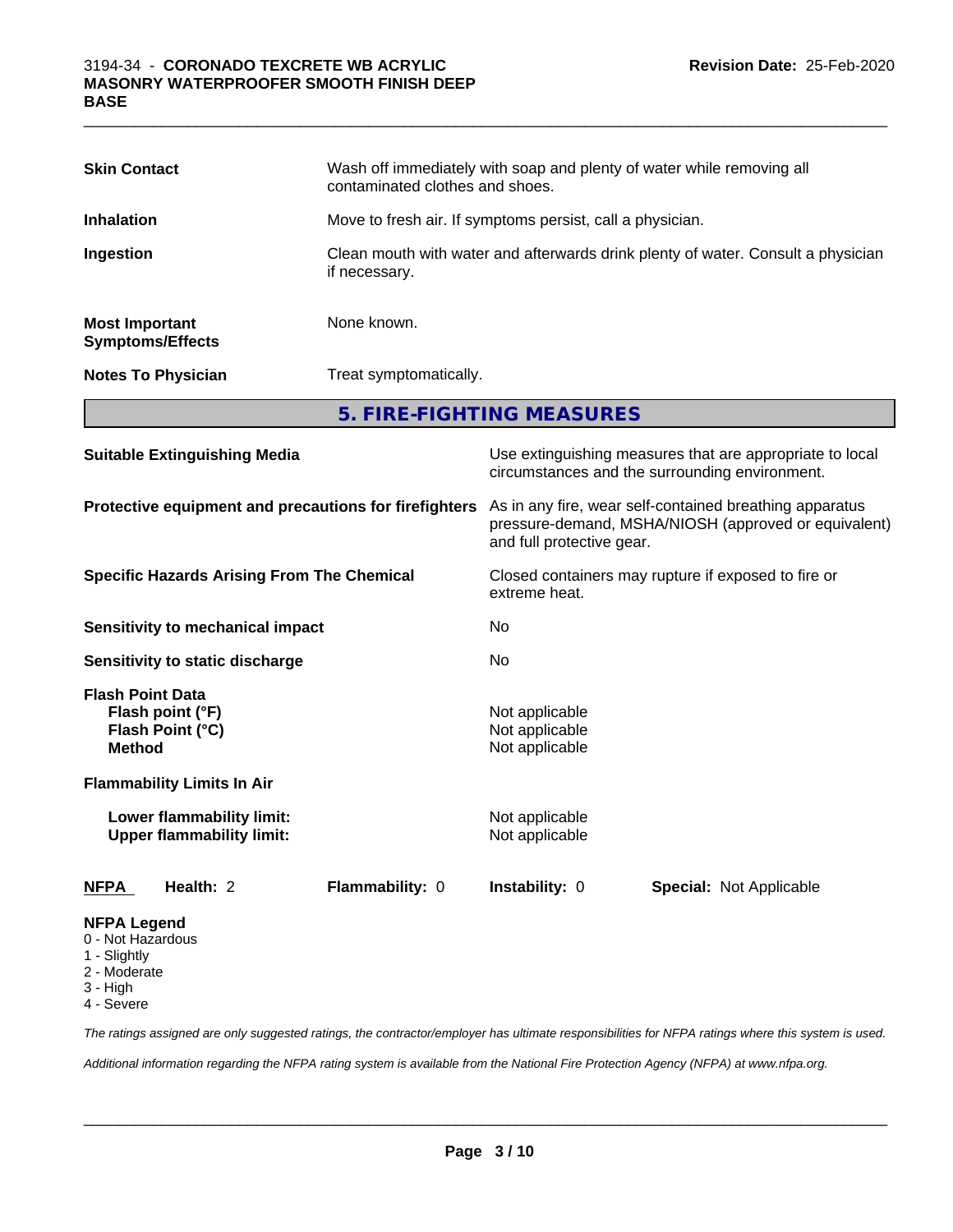| | |
|---|---|
| **Skin Contact** | Wash off immediately with soap and plenty of water while removing all contaminated clothes and shoes. |
| **Inhalation** | Move to fresh air. If symptoms persist, call a physician. |
| **Ingestion** | Clean mouth with water and afterwards drink plenty of water. Consult a physician if necessary. |
| **Most Important Symptoms/Effects** | None known. |
| **Notes To Physician** | Treat symptomatically. |

## 5. FIRE-FIGHTING MEASURES

| | |
|---|---|
| **Suitable Extinguishing Media** | Use extinguishing measures that are appropriate to local circumstances and the surrounding environment. |
| **Protective equipment and precautions for firefighters** | As in any fire, wear self-contained breathing apparatus pressure-demand, MSHA/NIOSH (approved or equivalent) and full protective gear. |
| **Specific Hazards Arising From The Chemical** | Closed containers may rupture if exposed to fire or extreme heat. |
| **Sensitivity to mechanical impact** | No |
| **Sensitivity to static discharge** | No |

**Flash Point Data**

| | |
|---|---|
| **Flash point (°F)** | Not applicable |
| **Flash Point (°C)** | Not applicable |
| **Method** | Not applicable |

**Flammability Limits In Air**

| | |
|---|---|
| **Lower flammability limit:** | Not applicable |
| **Upper flammability limit:** | Not applicable |

| **NFPA** | **Health:** 2 | **Flammability:** 0 | **Instability:** 0 | **Special:** Not Applicable |
|---|---|---|---|---|

**NFPA Legend**
- 0 - Not Hazardous
- 1 - Slightly
- 2 - Moderate
- 3 - High
- 4 - Severe

*The ratings assigned are only suggested ratings, the contractor/employer has ultimate responsibilities for NFPA ratings where this system is used.*

*Additional information regarding the NFPA rating system is available from the National Fire Protection Agency (NFPA) at www.nfpa.org.*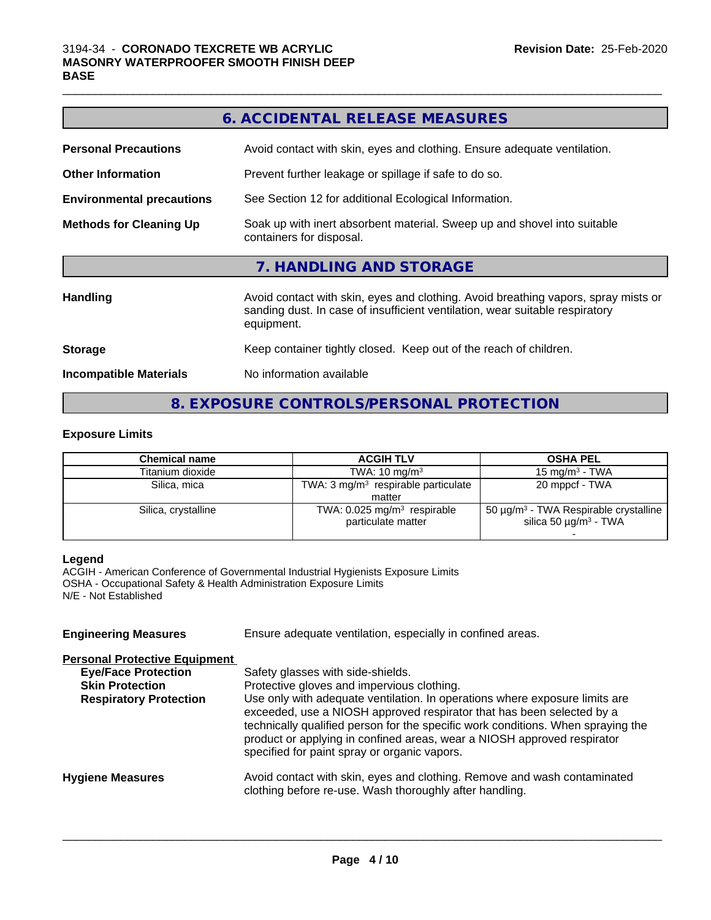## 6. ACCIDENTAL RELEASE MEASURES

**Personal Precautions** Avoid contact with skin, eyes and clothing. Ensure adequate ventilation.

**Other Information** Prevent further leakage or spillage if safe to do so.

**Environmental precautions** See Section 12 for additional Ecological Information.

**Methods for Cleaning Up** Soak up with inert absorbent material. Sweep up and shovel into suitable containers for disposal.

## 7. HANDLING AND STORAGE

**Handling** Avoid contact with skin, eyes and clothing. Avoid breathing vapors, spray mists or sanding dust. In case of insufficient ventilation, wear suitable respiratory equipment.

**Storage** Keep container tightly closed. Keep out of the reach of children.

**Incompatible Materials** No information available

## 8. EXPOSURE CONTROLS/PERSONAL PROTECTION

### Exposure Limits

| Chemical name | ACGIH TLV | OSHA PEL |
|---|---|---|
| Titanium dioxide | TWA: 10 mg/m³ | 15 mg/m³ - TWA |
| Silica, mica | TWA: 3 mg/m³ respirable particulate matter | 20 mppcf - TWA |
| Silica, crystalline | TWA: 0.025 mg/m³ respirable particulate matter | 50 µg/m³ - TWA Respirable crystalline silica 50 µg/m³ - TWA - |

**Legend**
ACGIH - American Conference of Governmental Industrial Hygienists Exposure Limits
OSHA - Occupational Safety & Health Administration Exposure Limits
N/E - Not Established

**Engineering Measures** Ensure adequate ventilation, especially in confined areas.

**Personal Protective Equipment**

**Eye/Face Protection** Safety glasses with side-shields.

**Skin Protection** Protective gloves and impervious clothing.

**Respiratory Protection** Use only with adequate ventilation. In operations where exposure limits are exceeded, use a NIOSH approved respirator that has been selected by a technically qualified person for the specific work conditions. When spraying the product or applying in confined areas, wear a NIOSH approved respirator specified for paint spray or organic vapors.

**Hygiene Measures** Avoid contact with skin, eyes and clothing. Remove and wash contaminated clothing before re-use. Wash thoroughly after handling.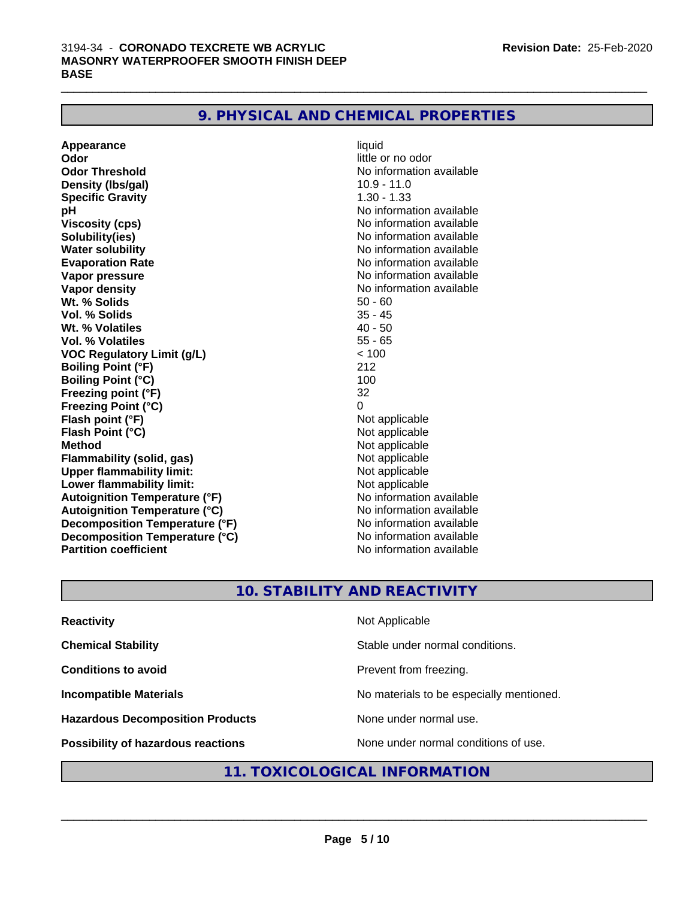## 9. PHYSICAL AND CHEMICAL PROPERTIES

| | |
|---|---|
| **Appearance** | liquid |
| **Odor** | little or no odor |
| **Odor Threshold** | No information available |
| **Density (lbs/gal)** | 10.9 - 11.0 |
| **Specific Gravity** | 1.30 - 1.33 |
| **pH** | No information available |
| **Viscosity (cps)** | No information available |
| **Solubility(ies)** | No information available |
| **Water solubility** | No information available |
| **Evaporation Rate** | No information available |
| **Vapor pressure** | No information available |
| **Vapor density** | No information available |
| **Wt. % Solids** | 50 - 60 |
| **Vol. % Solids** | 35 - 45 |
| **Wt. % Volatiles** | 40 - 50 |
| **Vol. % Volatiles** | 55 - 65 |
| **VOC Regulatory Limit (g/L)** | < 100 |
| **Boiling Point (°F)** | 212 |
| **Boiling Point (°C)** | 100 |
| **Freezing point (°F)** | 32 |
| **Freezing Point (°C)** | 0 |
| **Flash point (°F)** | Not applicable |
| **Flash Point (°C)** | Not applicable |
| **Method** | Not applicable |
| **Flammability (solid, gas)** | Not applicable |
| **Upper flammability limit:** | Not applicable |
| **Lower flammability limit:** | Not applicable |
| **Autoignition Temperature (°F)** | No information available |
| **Autoignition Temperature (°C)** | No information available |
| **Decomposition Temperature (°F)** | No information available |
| **Decomposition Temperature (°C)** | No information available |
| **Partition coefficient** | No information available |

## 10. STABILITY AND REACTIVITY

| | |
|---|---|
| **Reactivity** | Not Applicable |
| **Chemical Stability** | Stable under normal conditions. |
| **Conditions to avoid** | Prevent from freezing. |
| **Incompatible Materials** | No materials to be especially mentioned. |
| **Hazardous Decomposition Products** | None under normal use. |
| **Possibility of hazardous reactions** | None under normal conditions of use. |

## 11. TOXICOLOGICAL INFORMATION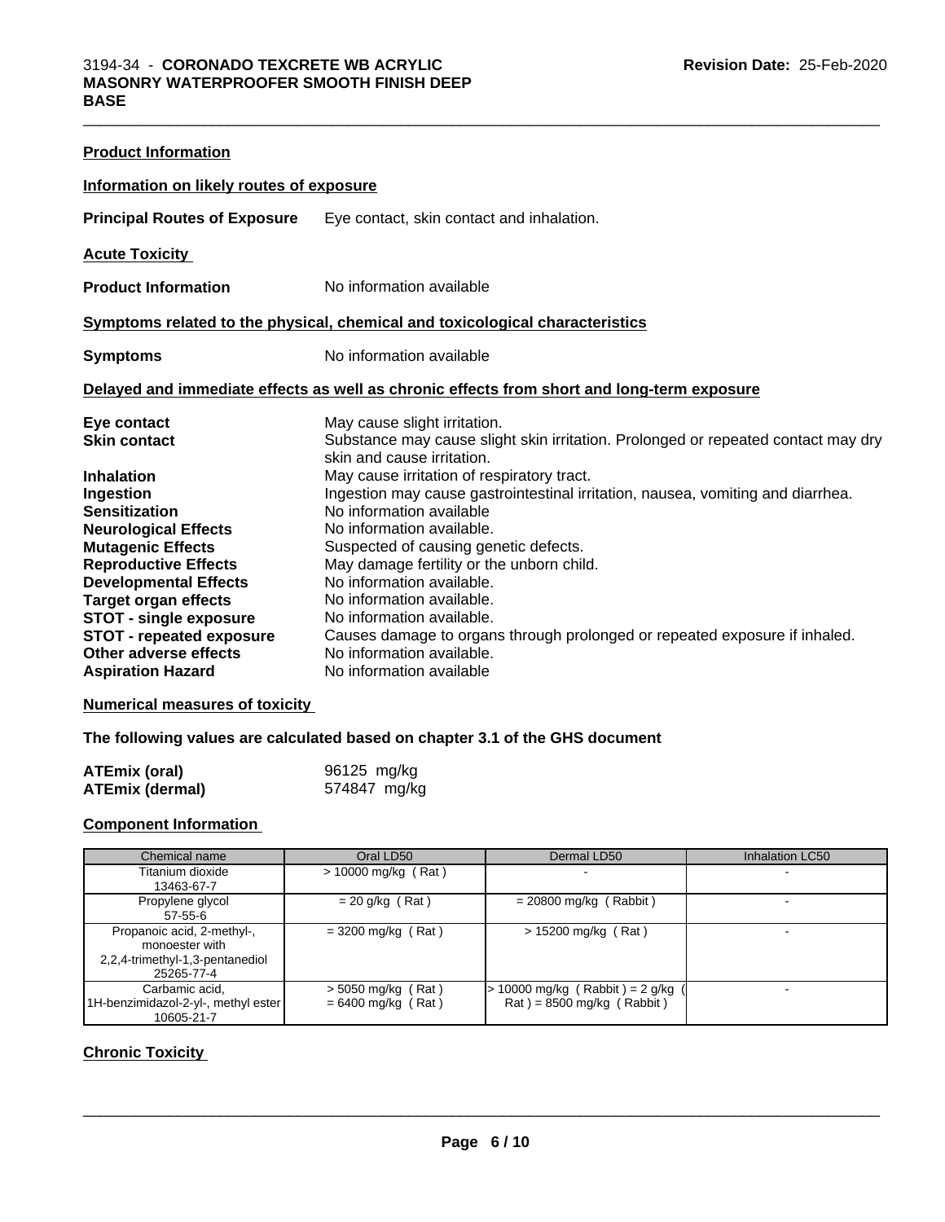### Product Information

#### Information on likely routes of exposure

**Principal Routes of Exposure** Eye contact, skin contact and inhalation.

#### Acute Toxicity

**Product Information** No information available

#### Symptoms related to the physical, chemical and toxicological characteristics

**Symptoms** No information available

#### Delayed and immediate effects as well as chronic effects from short and long-term exposure

**Eye contact** May cause slight irritation.
**Skin contact** Substance may cause slight skin irritation. Prolonged or repeated contact may dry skin and cause irritation.
**Inhalation** May cause irritation of respiratory tract.
**Ingestion** Ingestion may cause gastrointestinal irritation, nausea, vomiting and diarrhea.
**Sensitization** No information available
**Neurological Effects** No information available.
**Mutagenic Effects** Suspected of causing genetic defects.
**Reproductive Effects** May damage fertility or the unborn child.
**Developmental Effects** No information available.
**Target organ effects** No information available.
**STOT - single exposure** No information available.
**STOT - repeated exposure** Causes damage to organs through prolonged or repeated exposure if inhaled.
**Other adverse effects** No information available.
**Aspiration Hazard** No information available

#### Numerical measures of toxicity

**The following values are calculated based on chapter 3.1 of the GHS document**

**ATEmix (oral)** 96125 mg/kg
**ATEmix (dermal)** 574847 mg/kg

#### Component Information

| Chemical name | Oral LD50 | Dermal LD50 | Inhalation LC50 |
|---|---|---|---|
| Titanium dioxide<br>13463-67-7 | > 10000 mg/kg ( Rat ) | - | - |
| Propylene glycol<br>57-55-6 | = 20 g/kg ( Rat ) | = 20800 mg/kg ( Rabbit ) | - |
| Propanoic acid, 2-methyl-, monoester with 2,2,4-trimethyl-1,3-pentanediol<br>25265-77-4 | = 3200 mg/kg ( Rat ) | > 15200 mg/kg ( Rat ) | - |
| Carbamic acid, 1H-benzimidazol-2-yl-, methyl ester<br>10605-21-7 | > 5050 mg/kg ( Rat )<br>= 6400 mg/kg ( Rat ) | > 10000 mg/kg ( Rabbit ) = 2 g/kg ( Rat ) = 8500 mg/kg ( Rabbit ) | - |

#### Chronic Toxicity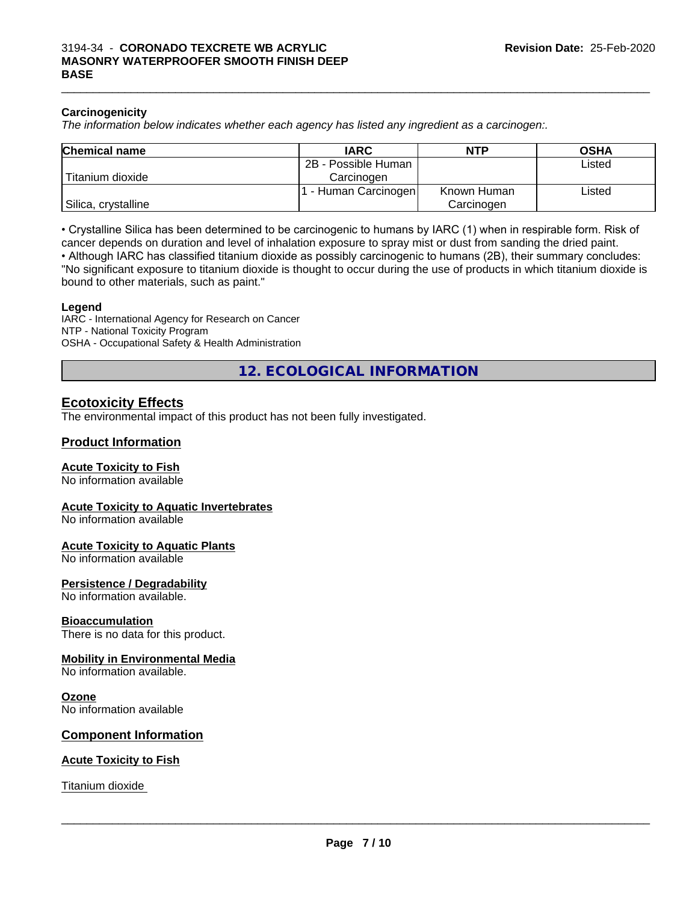**Carcinogenicity**

*The information below indicates whether each agency has listed any ingredient as a carcinogen:.*

| Chemical name | IARC | NTP | OSHA |
|---|---|---|---|
| Titanium dioxide | 2B - Possible Human Carcinogen | | Listed |
| Silica, crystalline | 1 - Human Carcinogen | Known Human Carcinogen | Listed |

• Crystalline Silica has been determined to be carcinogenic to humans by IARC (1) when in respirable form. Risk of cancer depends on duration and level of inhalation exposure to spray mist or dust from sanding the dried paint.
• Although IARC has classified titanium dioxide as possibly carcinogenic to humans (2B), their summary concludes: "No significant exposure to titanium dioxide is thought to occur during the use of products in which titanium dioxide is bound to other materials, such as paint."

**Legend**

IARC - International Agency for Research on Cancer
NTP - National Toxicity Program
OSHA - Occupational Safety & Health Administration

## 12. ECOLOGICAL INFORMATION

### Ecotoxicity Effects

The environmental impact of this product has not been fully investigated.

### Product Information

**Acute Toxicity to Fish**

No information available

**Acute Toxicity to Aquatic Invertebrates**

No information available

**Acute Toxicity to Aquatic Plants**

No information available

**Persistence / Degradability**

No information available.

**Bioaccumulation**

There is no data for this product.

**Mobility in Environmental Media**

No information available.

**Ozone**

No information available

### Component Information

**Acute Toxicity to Fish**

Titanium dioxide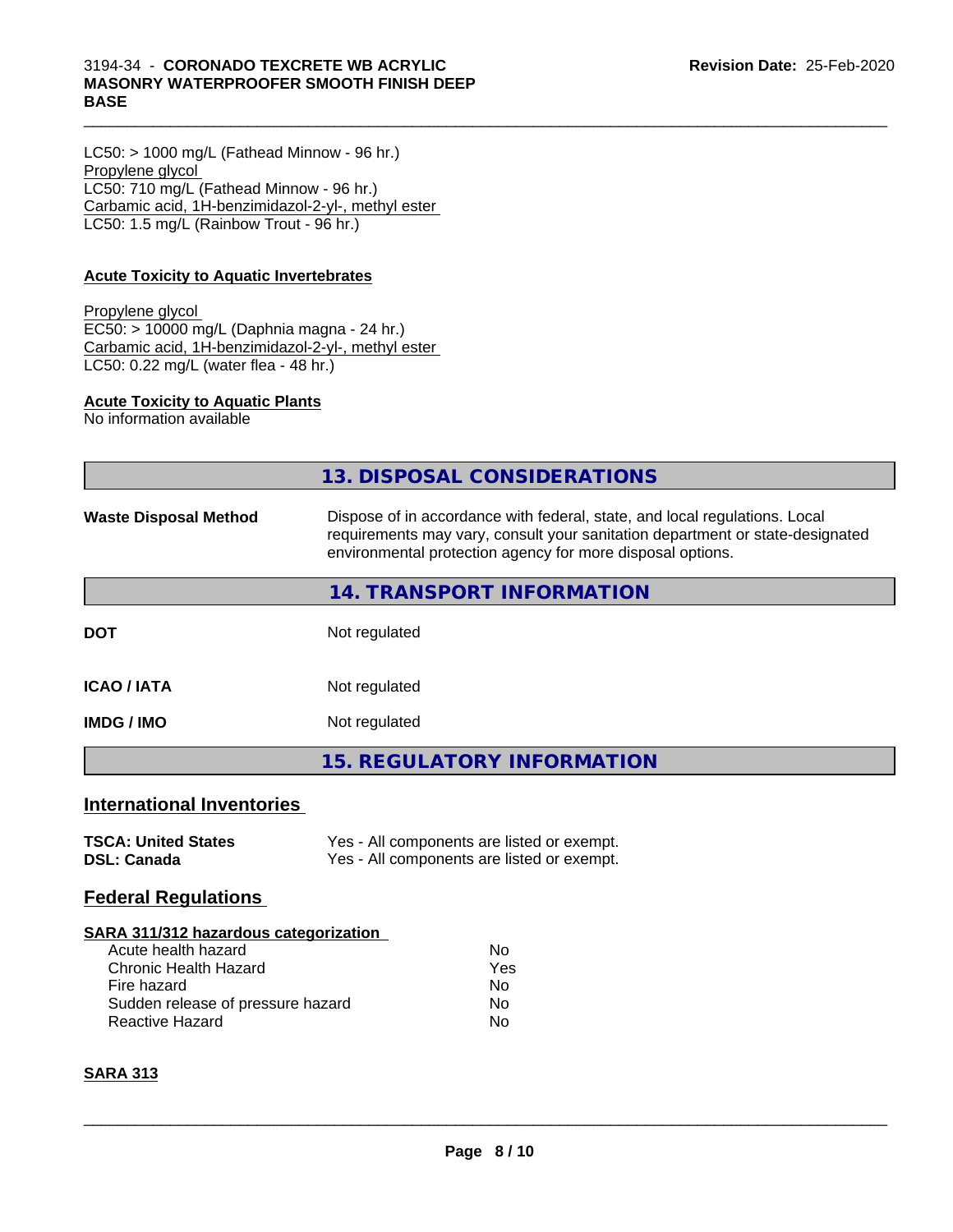LC50: > 1000 mg/L (Fathead Minnow - 96 hr.)
Propylene glycol
LC50: 710 mg/L (Fathead Minnow - 96 hr.)
Carbamic acid, 1H-benzimidazol-2-yl-, methyl ester
LC50: 1.5 mg/L (Rainbow Trout - 96 hr.)

**Acute Toxicity to Aquatic Invertebrates**

Propylene glycol
EC50: > 10000 mg/L (Daphnia magna - 24 hr.)
Carbamic acid, 1H-benzimidazol-2-yl-, methyl ester
LC50: 0.22 mg/L (water flea - 48 hr.)

**Acute Toxicity to Aquatic Plants**
No information available

## 13. DISPOSAL CONSIDERATIONS

**Waste Disposal Method** Dispose of in accordance with federal, state, and local regulations. Local requirements may vary, consult your sanitation department or state-designated environmental protection agency for more disposal options.

## 14. TRANSPORT INFORMATION

| | |
|---|---|
| **DOT** | Not regulated |
| **ICAO / IATA** | Not regulated |
| **IMDG / IMO** | Not regulated |

## 15. REGULATORY INFORMATION

### International Inventories

| | |
|---|---|
| **TSCA: United States** | Yes - All components are listed or exempt. |
| **DSL: Canada** | Yes - All components are listed or exempt. |

### Federal Regulations

**SARA 311/312 hazardous categorization**

| | |
|---|---|
| Acute health hazard | No |
| Chronic Health Hazard | Yes |
| Fire hazard | No |
| Sudden release of pressure hazard | No |
| Reactive Hazard | No |

**SARA 313**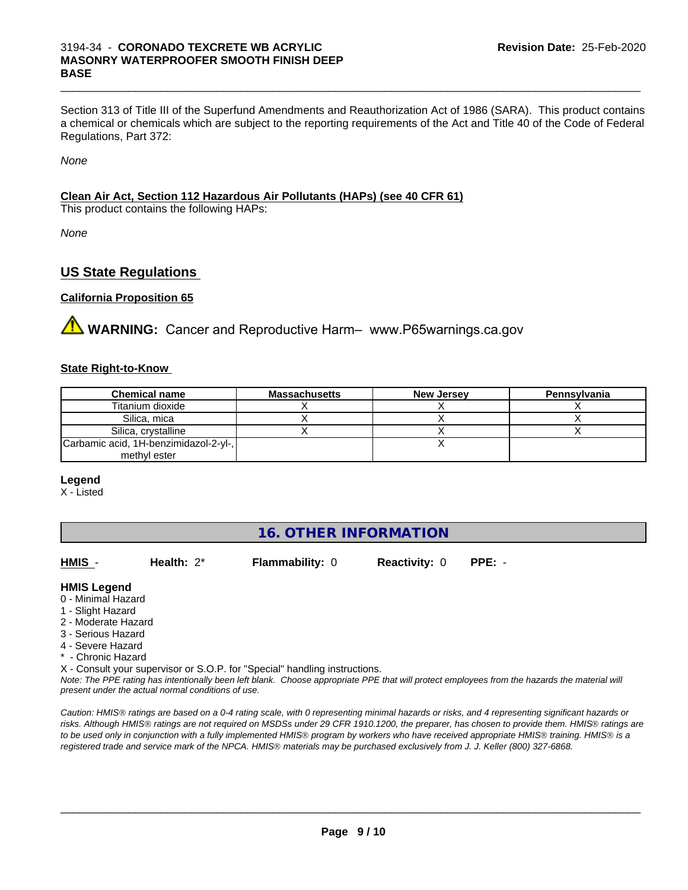Section 313 of Title III of the Superfund Amendments and Reauthorization Act of 1986 (SARA). This product contains a chemical or chemicals which are subject to the reporting requirements of the Act and Title 40 of the Code of Federal Regulations, Part 372:

*None*

**Clean Air Act, Section 112 Hazardous Air Pollutants (HAPs) (see 40 CFR 61)**

This product contains the following HAPs:

*None*

## US State Regulations

### California Proposition 65

⚠ **WARNING:** Cancer and Reproductive Harm– www.P65warnings.ca.gov

### State Right-to-Know

| Chemical name | Massachusetts | New Jersey | Pennsylvania |
|---|---|---|---|
| Titanium dioxide | X | X | X |
| Silica, mica | X | X | X |
| Silica, crystalline | X | X | X |
| Carbamic acid, 1H-benzimidazol-2-yl-, methyl ester | | X | |

**Legend**

X - Listed

## 16. OTHER INFORMATION

**HMIS** - **Health:** 2* **Flammability:** 0 **Reactivity:** 0 **PPE:** -

**HMIS Legend**

0 - Minimal Hazard
1 - Slight Hazard
2 - Moderate Hazard
3 - Serious Hazard
4 - Severe Hazard
* - Chronic Hazard
X - Consult your supervisor or S.O.P. for "Special" handling instructions.

*Note: The PPE rating has intentionally been left blank. Choose appropriate PPE that will protect employees from the hazards the material will present under the actual normal conditions of use.*

*Caution: HMIS® ratings are based on a 0-4 rating scale, with 0 representing minimal hazards or risks, and 4 representing significant hazards or risks. Although HMIS® ratings are not required on MSDSs under 29 CFR 1910.1200, the preparer, has chosen to provide them. HMIS® ratings are to be used only in conjunction with a fully implemented HMIS® program by workers who have received appropriate HMIS® training. HMIS® is a registered trade and service mark of the NPCA. HMIS® materials may be purchased exclusively from J. J. Keller (800) 327-6868.*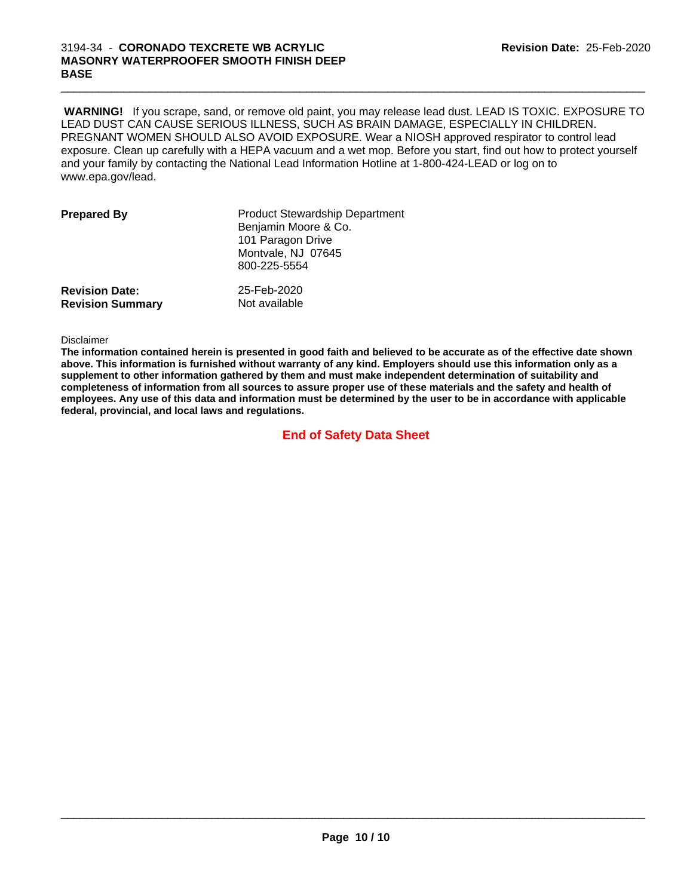**WARNING!** If you scrape, sand, or remove old paint, you may release lead dust. LEAD IS TOXIC. EXPOSURE TO LEAD DUST CAN CAUSE SERIOUS ILLNESS, SUCH AS BRAIN DAMAGE, ESPECIALLY IN CHILDREN. PREGNANT WOMEN SHOULD ALSO AVOID EXPOSURE. Wear a NIOSH approved respirator to control lead exposure. Clean up carefully with a HEPA vacuum and a wet mop. Before you start, find out how to protect yourself and your family by contacting the National Lead Information Hotline at 1-800-424-LEAD or log on to www.epa.gov/lead.

| | |
|---|---|
| **Prepared By** | Product Stewardship Department<br>Benjamin Moore & Co.<br>101 Paragon Drive<br>Montvale, NJ 07645<br>800-225-5554 |
| **Revision Date:** | 25-Feb-2020 |
| **Revision Summary** | Not available |

Disclaimer

**The information contained herein is presented in good faith and believed to be accurate as of the effective date shown above. This information is furnished without warranty of any kind. Employers should use this information only as a supplement to other information gathered by them and must make independent determination of suitability and completeness of information from all sources to assure proper use of these materials and the safety and health of employees. Any use of this data and information must be determined by the user to be in accordance with applicable federal, provincial, and local laws and regulations.**

**End of Safety Data Sheet**